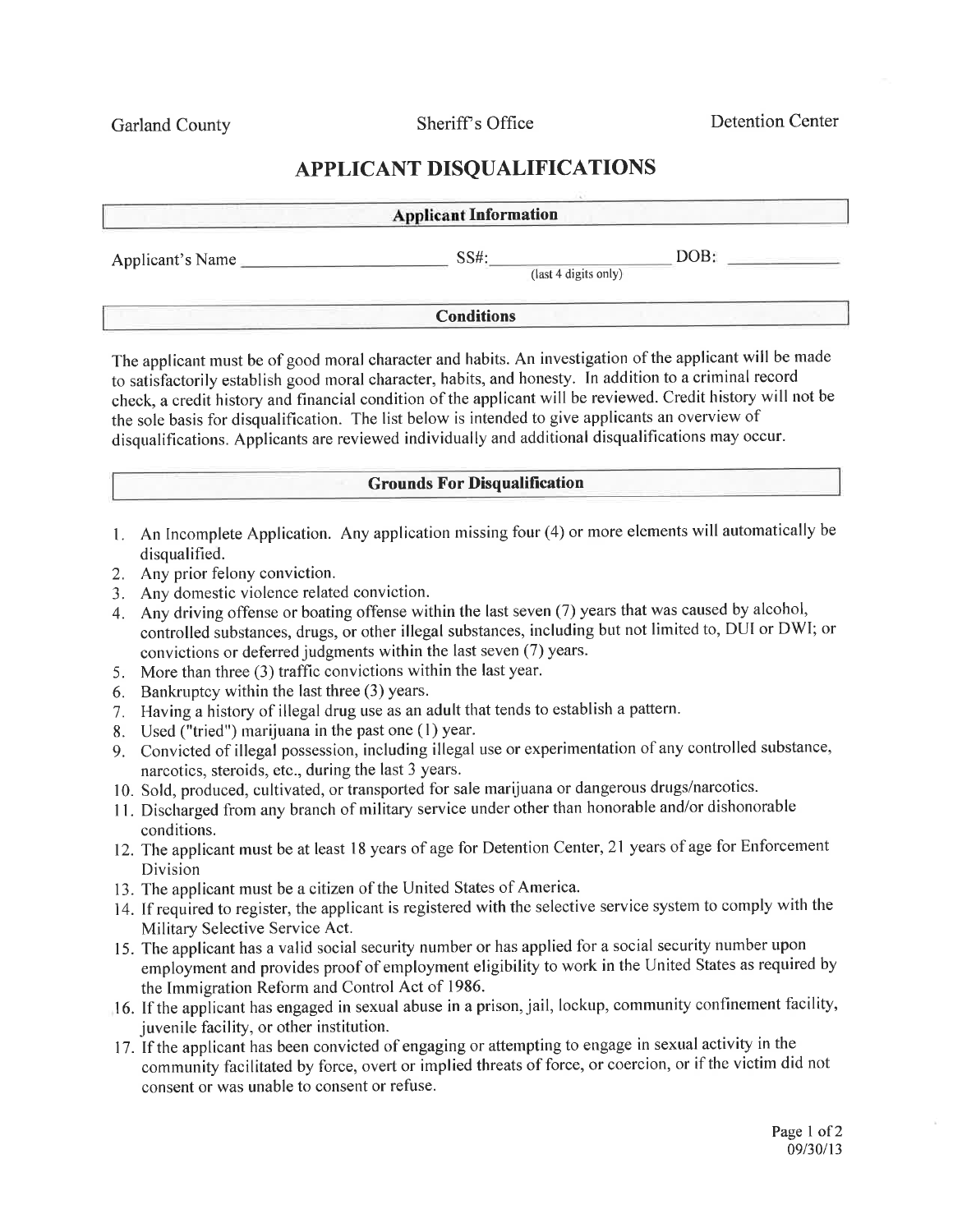Garland County Sheriff's Office Detention Center

# APPLICANT DISQUALIFICATIONS

## Applicant Information

Applicant's Name ______________________ SS#: __________________ (last 4 digits only) DOB: ____________

## Conditions

The applicant must be of good moral character and habits. An investigation of the applicant will be made to satisfactorily establish good moral character, habits, and honesty. In addition to a criminal record check, a credit history and financial condition of the applicant will be reviewed. Credit history will not be the sole basis for disqualification. The list below is intended to give applicants an overview of disqualifications. Applicants are reviewed individually and additional disqualifications may occur.

## Grounds For Disqualification

1. An Incomplete Application. Any application missing four (4) or more elements will automatically be disqualified.
2. Any prior felony conviction.
3. Any domestic violence related conviction.
4. Any driving offense or boating offense within the last seven (7) years that was caused by alcohol, controlled substances, drugs, or other illegal substances, including but not limited to, DUI or DWI; or convictions or deferred judgments within the last seven (7) years.
5. More than three (3) traffic convictions within the last year.
6. Bankruptcy within the last three (3) years.
7. Having a history of illegal drug use as an adult that tends to establish a pattern.
8. Used ("tried") marijuana in the past one (1) year.
9. Convicted of illegal possession, including illegal use or experimentation of any controlled substance, narcotics, steroids, etc., during the last 3 years.
10. Sold, produced, cultivated, or transported for sale marijuana or dangerous drugs/narcotics.
11. Discharged from any branch of military service under other than honorable and/or dishonorable conditions.
12. The applicant must be at least 18 years of age for Detention Center, 21 years of age for Enforcement Division
13. The applicant must be a citizen of the United States of America.
14. If required to register, the applicant is registered with the selective service system to comply with the Military Selective Service Act.
15. The applicant has a valid social security number or has applied for a social security number upon employment and provides proof of employment eligibility to work in the United States as required by the Immigration Reform and Control Act of 1986.
16. If the applicant has engaged in sexual abuse in a prison, jail, lockup, community confinement facility, juvenile facility, or other institution.
17. If the applicant has been convicted of engaging or attempting to engage in sexual activity in the community facilitated by force, overt or implied threats of force, or coercion, or if the victim did not consent or was unable to consent or refuse.

09/30/13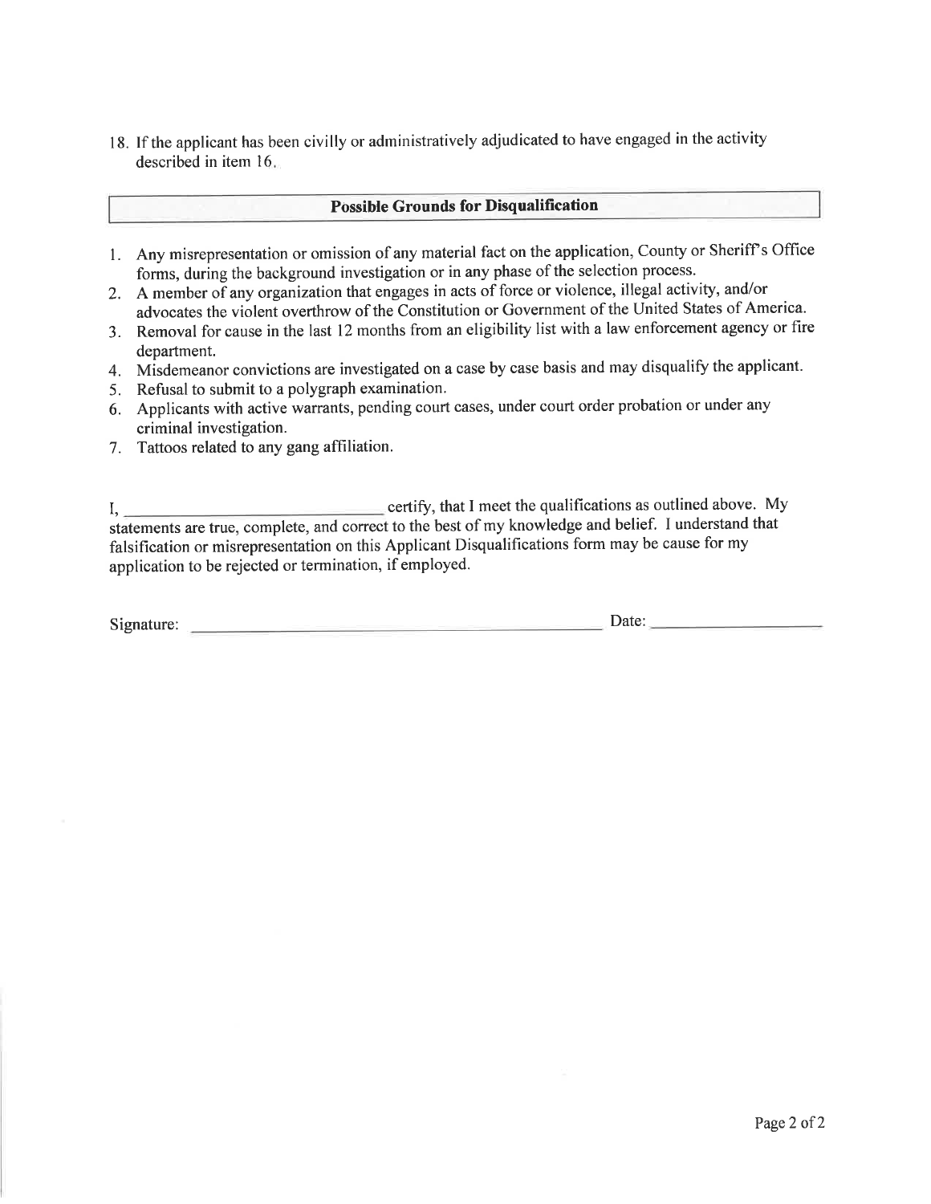18. If the applicant has been civilly or administratively adjudicated to have engaged in the activity described in item 16.

## Possible Grounds for Disqualification

1. Any misrepresentation or omission of any material fact on the application, County or Sheriff's Office forms, during the background investigation or in any phase of the selection process.
2. A member of any organization that engages in acts of force or violence, illegal activity, and/or advocates the violent overthrow of the Constitution or Government of the United States of America.
3. Removal for cause in the last 12 months from an eligibility list with a law enforcement agency or fire department.
4. Misdemeanor convictions are investigated on a case by case basis and may disqualify the applicant.
5. Refusal to submit to a polygraph examination.
6. Applicants with active warrants, pending court cases, under court order probation or under any criminal investigation.
7. Tattoos related to any gang affiliation.

I, ______________________________ certify, that I meet the qualifications as outlined above. My statements are true, complete, and correct to the best of my knowledge and belief. I understand that falsification or misrepresentation on this Applicant Disqualifications form may be cause for my application to be rejected or termination, if employed.

Signature: ______________________________________________ Date: ____________________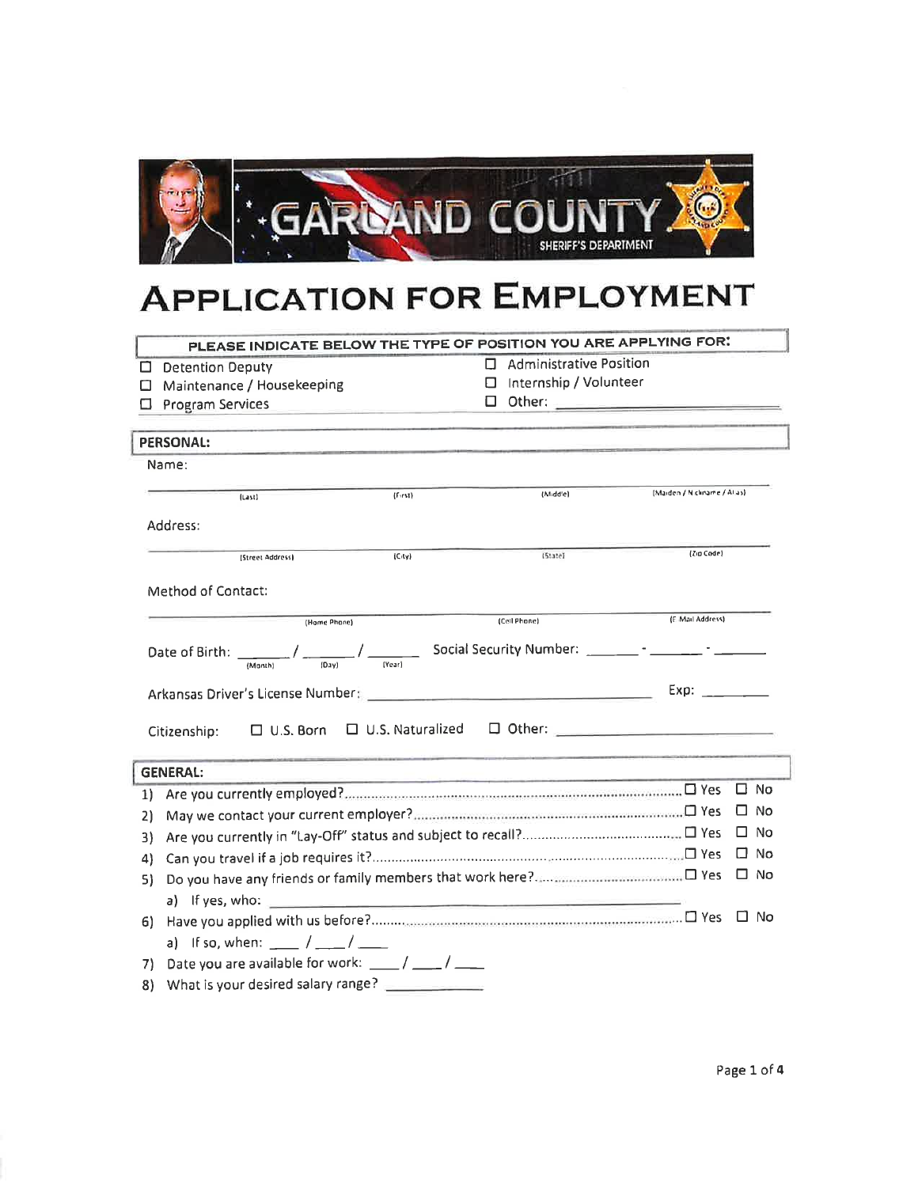# GARLAND COUNTY SHERIFF'S DEPARTMENT

# APPLICATION FOR EMPLOYMENT

**PLEASE INDICATE BELOW THE TYPE OF POSITION YOU ARE APPLYING FOR:**

- ☐ Detention Deputy
- ☐ Maintenance / Housekeeping
- ☐ Program Services
- ☐ Administrative Position
- ☐ Internship / Volunteer
- ☐ Other: ____________________

## PERSONAL:

Name:

______________________________________________________________________

(Last) (First) (Middle) (Maiden / Nickname / Alias)

Address:

______________________________________________________________________

(Street Address) (City) (State) (Zip Code)

Method of Contact:

______________________________________________________________________

(Home Phone) (Cell Phone) (E Mail Address)

Date of Birth: _______ / _______ / _______ (Month) (Day) (Year) Social Security Number: _______ - _______ - _______

Arkansas Driver's License Number: ______________________________ Exp: _________

Citizenship: ☐ U.S. Born ☐ U.S. Naturalized ☐ Other: ____________________

## GENERAL:

1) Are you currently employed?.......................................................................... ☐ Yes ☐ No
2) May we contact your current employer?........................................................ ☐ Yes ☐ No
3) Are you currently in "Lay-Off" status and subject to recall?............................ ☐ Yes ☐ No
4) Can you travel if a job requires it?.................................................................. ☐ Yes ☐ No
5) Do you have any friends or family members that work here?......................... ☐ Yes ☐ No
   a) If yes, who: ______________________________________________
6) Have you applied with us before?................................................................... ☐ Yes ☐ No
   a) If so, when: ____ / ____ / ____
7) Date you are available for work: ____ / ____ / ____
8) What is your desired salary range? ____________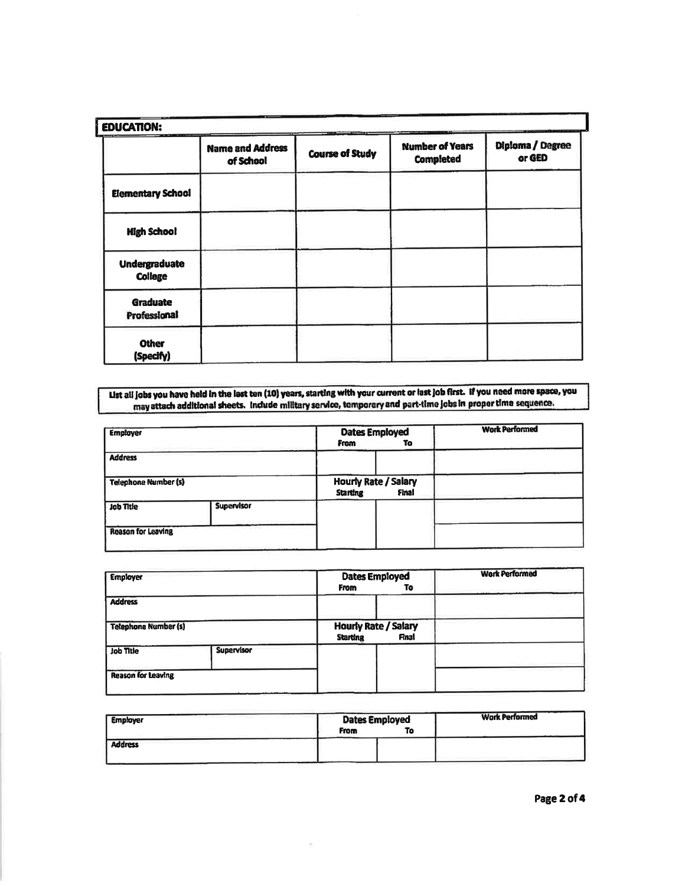## EDUCATION:

| | Name and Address of School | Course of Study | Number of Years Completed | Diploma / Degree or GED |
|---|---|---|---|---|
| Elementary School | | | | |
| High School | | | | |
| Undergraduate College | | | | |
| Graduate Professional | | | | |
| Other (Specify) | | | | |

**List all jobs you have held in the last ten (10) years, starting with your current or last job first. If you need more space, you may attach additional sheets. Include military service, temporary and part-time jobs in proper time sequence.**

| Employer | | Dates Employed From | To | Work Performed |
|---|---|---|---|---|
| Address | | | | |
| Telephone Number (s) | | Hourly Rate / Salary Starting | Final | |
| Job Title | Supervisor | | | |
| Reason for Leaving | | | | |

| Employer | | Dates Employed From | To | Work Performed |
|---|---|---|---|---|
| Address | | | | |
| Telephone Number (s) | | Hourly Rate / Salary Starting | Final | |
| Job Title | Supervisor | | | |
| Reason for Leaving | | | | |

| Employer | Dates Employed From | To | Work Performed |
|---|---|---|---|
| Address | | | |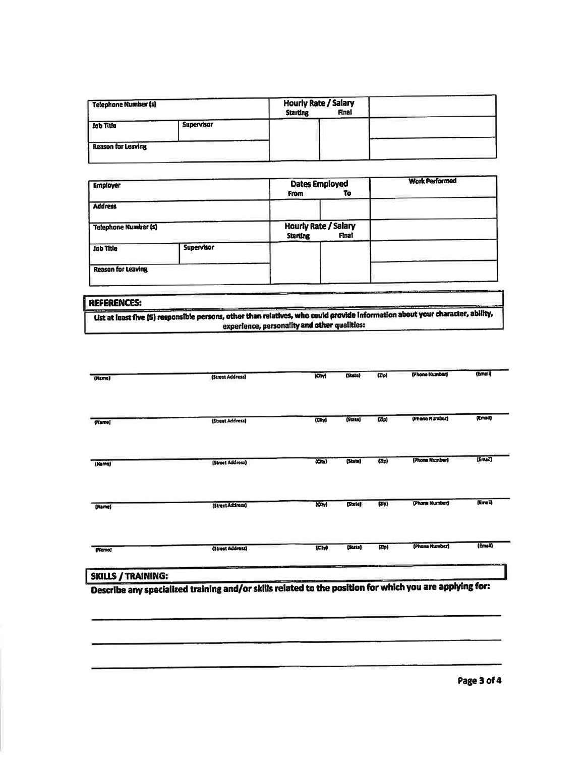| Telephone Number (s) | | Hourly Rate / Salary Starting | Final | |
|---|---|---|---|---|
| Job Title | Supervisor | | | |
| Reason for Leaving | | | | |

| Employer | | Dates Employed From | To | Work Performed |
|---|---|---|---|---|
| Address | | | | |
| Telephone Number (s) | | Hourly Rate / Salary Starting | Final | |
| Job Title | Supervisor | | | |
| Reason for Leaving | | | | |

## REFERENCES:

**List at least five (5) responsible persons, other than relatives, who could provide information about your character, ability, experience, personality and other qualities:**

| (Name) | (Street Address) | (City) | (State) | (Zip) | (Phone Number) | (Email) |
|---|---|---|---|---|---|---|
| | | | | | | |
| | | | | | | |
| | | | | | | |
| | | | | | | |
| | | | | | | |

## SKILLS / TRAINING:

**Describe any specialized training and/or skills related to the position for which you are applying for:**

___________________________________________________________________________

___________________________________________________________________________

___________________________________________________________________________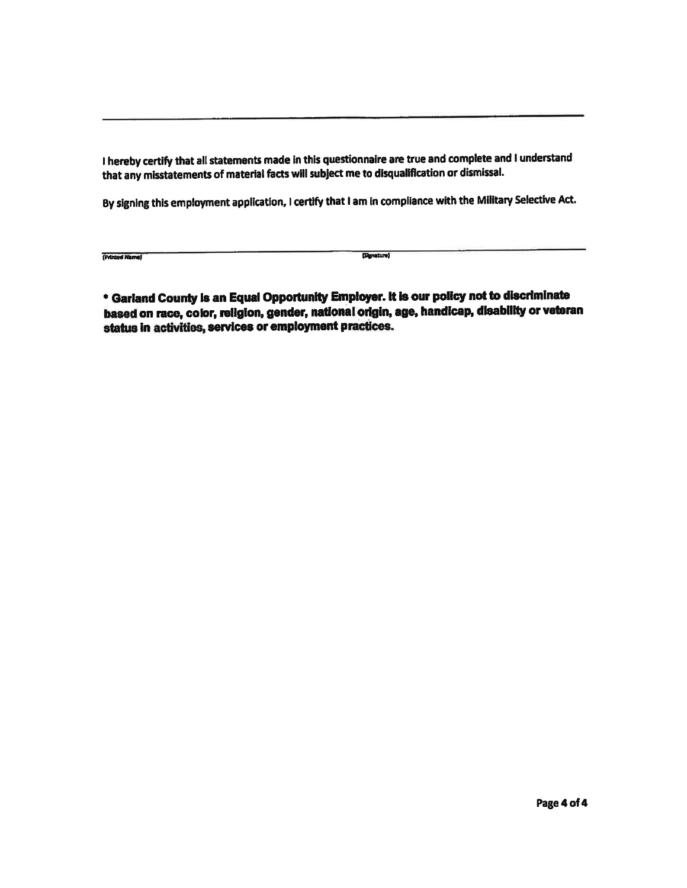---

I hereby certify that all statements made in this questionnaire are true and complete and I understand that any misstatements of material facts will subject me to disqualification or dismissal.

By signing this employment application, I certify that I am in compliance with the Military Selective Act.

| (Printed Name) | (Signature) |
|---|---|

**\* Garland County is an Equal Opportunity Employer. It is our policy not to discriminate based on race, color, religion, gender, national origin, age, handicap, disability or veteran status in activities, services or employment practices.**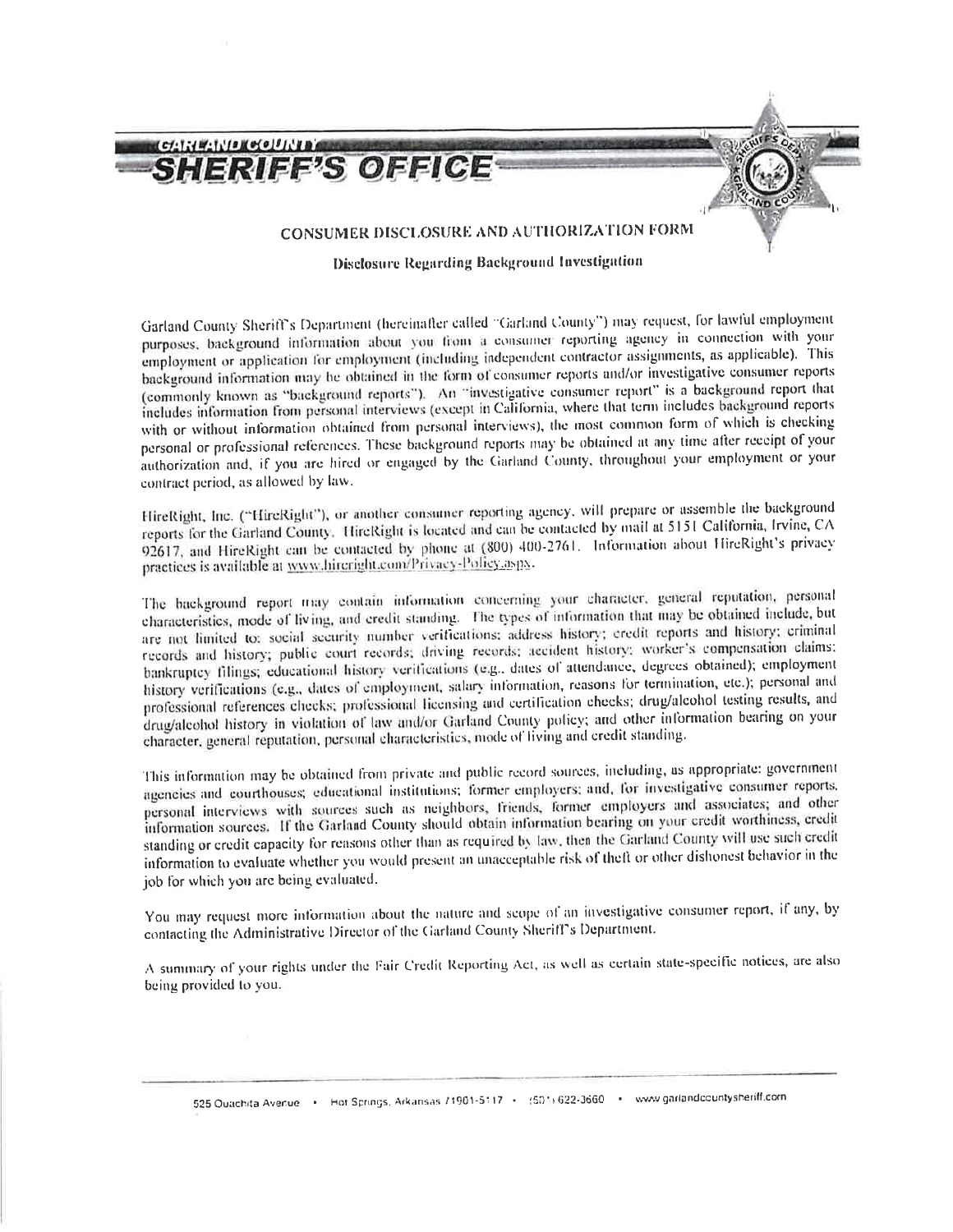# GARLAND COUNTY SHERIFF'S OFFICE

## CONSUMER DISCLOSURE AND AUTHORIZATION FORM

### Disclosure Regarding Background Investigation

Garland County Sheriff's Department (hereinafter called "Garland County") may request, for lawful employment purposes, background information about you from a consumer reporting agency in connection with your employment or application for employment (including independent contractor assignments, as applicable). This background information may be obtained in the form of consumer reports and/or investigative consumer reports (commonly known as "background reports"). An "investigative consumer report" is a background report that includes information from personal interviews (except in California, where that term includes background reports with or without information obtained from personal interviews), the most common form of which is checking personal or professional references. These background reports may be obtained at any time after receipt of your authorization and, if you are hired or engaged by the Garland County, throughout your employment or your contract period, as allowed by law.

HireRight, Inc. ("HireRight"), or another consumer reporting agency, will prepare or assemble the background reports for the Garland County. HireRight is located and can be contacted by mail at 5151 California, Irvine, CA 92617, and HireRight can be contacted by phone at (800) 400-2761. Information about HireRight's privacy practices is available at www.hireright.com/Privacy-Policy.aspx.

The background report may contain information concerning your character, general reputation, personal characteristics, mode of living, and credit standing. The types of information that may be obtained include, but are not limited to: social security number verifications; address history; credit reports and history; criminal records and history; public court records; driving records; accident history; worker's compensation claims; bankruptcy filings; educational history verifications (e.g., dates of attendance, degrees obtained); employment history verifications (e.g., dates of employment, salary information, reasons for termination, etc.); personal and professional references checks; professional licensing and certification checks; drug/alcohol testing results, and drug/alcohol history in violation of law and/or Garland County policy; and other information bearing on your character, general reputation, personal characteristics, mode of living and credit standing.

This information may be obtained from private and public record sources, including, as appropriate: government agencies and courthouses; educational institutions; former employers; and, for investigative consumer reports, personal interviews with sources such as neighbors, friends, former employers and associates; and other information sources. If the Garland County should obtain information bearing on your credit worthiness, credit standing or credit capacity for reasons other than as required by law, then the Garland County will use such credit information to evaluate whether you would present an unacceptable risk of theft or other dishonest behavior in the job for which you are being evaluated.

You may request more information about the nature and scope of an investigative consumer report, if any, by contacting the Administrative Director of the Garland County Sheriff's Department.

A summary of your rights under the Fair Credit Reporting Act, as well as certain state-specific notices, are also being provided to you.

525 Ouachita Avenue • Hot Springs, Arkansas 71901-5117 • (501) 622-3660 • www.garlandcountysheriff.com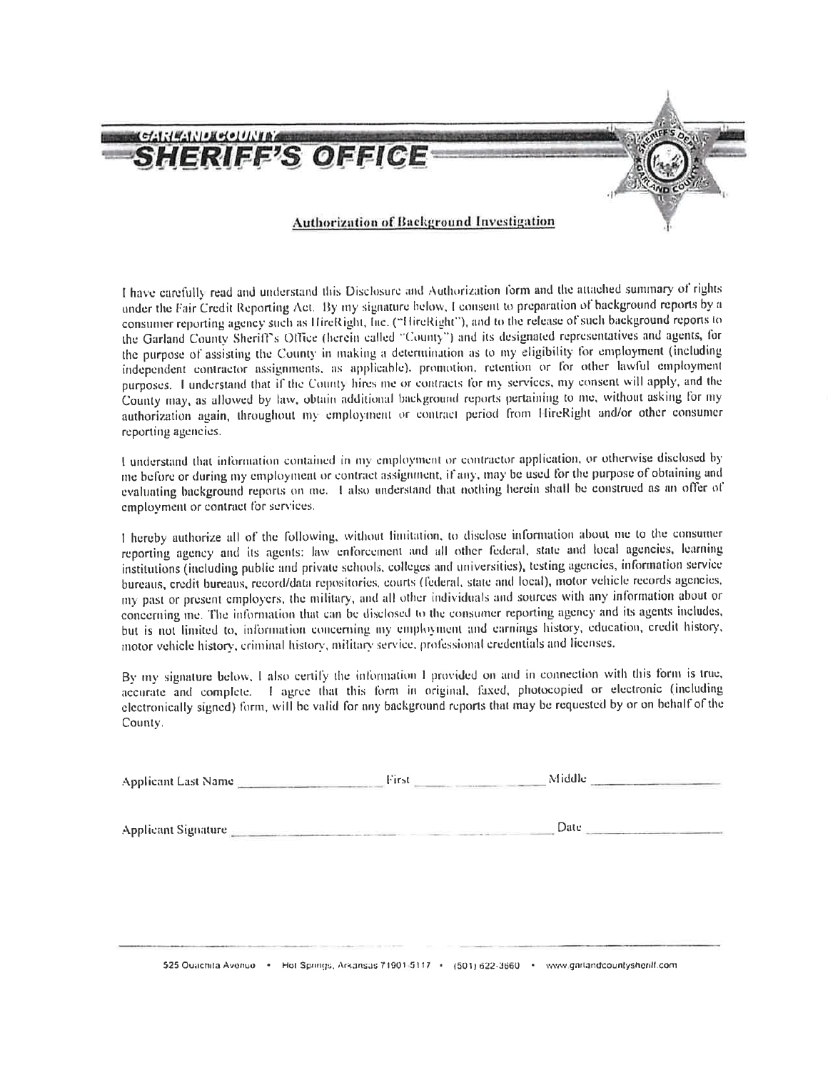# GARLAND COUNTY SHERIFF'S OFFICE

## Authorization of Background Investigation

I have carefully read and understand this Disclosure and Authorization form and the attached summary of rights under the Fair Credit Reporting Act. By my signature below, I consent to preparation of background reports by a consumer reporting agency such as HireRight, Inc. ("HireRight"), and to the release of such background reports to the Garland County Sheriff's Office (herein called "County") and its designated representatives and agents, for the purpose of assisting the County in making a determination as to my eligibility for employment (including independent contractor assignments, as applicable), promotion, retention or for other lawful employment purposes. I understand that if the County hires me or contracts for my services, my consent will apply, and the County may, as allowed by law, obtain additional background reports pertaining to me, without asking for my authorization again, throughout my employment or contract period from HireRight and/or other consumer reporting agencies.

I understand that information contained in my employment or contractor application, or otherwise disclosed by me before or during my employment or contract assignment, if any, may be used for the purpose of obtaining and evaluating background reports on me. I also understand that nothing herein shall be construed as an offer of employment or contract for services.

I hereby authorize all of the following, without limitation, to disclose information about me to the consumer reporting agency and its agents: law enforcement and all other federal, state and local agencies, learning institutions (including public and private schools, colleges and universities), testing agencies, information service bureaus, credit bureaus, record/data repositories, courts (federal, state and local), motor vehicle records agencies, my past or present employers, the military, and all other individuals and sources with any information about or concerning me. The information that can be disclosed to the consumer reporting agency and its agents includes, but is not limited to, information concerning my employment and earnings history, education, credit history, motor vehicle history, criminal history, military service, professional credentials and licenses.

By my signature below, I also certify the information I provided on and in connection with this form is true, accurate and complete. I agree that this form in original, faxed, photocopied or electronic (including electronically signed) form, will be valid for any background reports that may be requested by or on behalf of the County.

Applicant Last Name ____________________ First ____________________ Middle ____________________

Applicant Signature ______________________________________________ Date ____________________

525 Ouachita Avenue • Hot Springs, Arkansas 71901-5117 • (501) 622-3660 • www.garlandcountysheriff.com